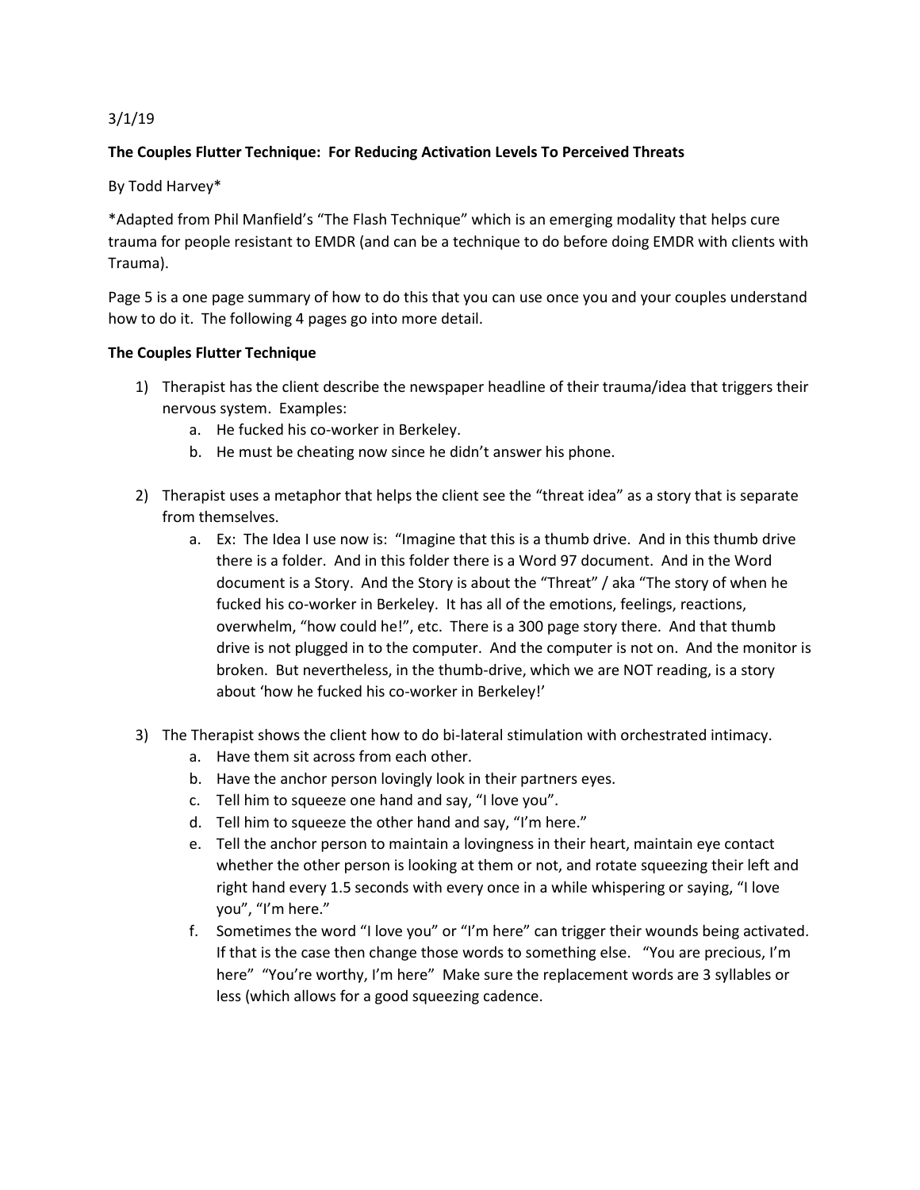3/1/19

**The Couples Flutter Technique: For Reducing Activation Levels To Perceived Threats**

By Todd Harvey*

*Adapted from Phil Manfield's "The Flash Technique" which is an emerging modality that helps cure trauma for people resistant to EMDR (and can be a technique to do before doing EMDR with clients with Trauma).

Page 5 is a one page summary of how to do this that you can use once you and your couples understand how to do it. The following 4 pages go into more detail.

**The Couples Flutter Technique**

1) Therapist has the client describe the newspaper headline of their trauma/idea that triggers their nervous system. Examples:
    a. He fucked his co-worker in Berkeley.
    b. He must be cheating now since he didn't answer his phone.

2) Therapist uses a metaphor that helps the client see the "threat idea" as a story that is separate from themselves.
    a. Ex: The Idea I use now is: "Imagine that this is a thumb drive. And in this thumb drive there is a folder. And in this folder there is a Word 97 document. And in the Word document is a Story. And the Story is about the "Threat" / aka "The story of when he fucked his co-worker in Berkeley. It has all of the emotions, feelings, reactions, overwhelm, "how could he!", etc. There is a 300 page story there. And that thumb drive is not plugged in to the computer. And the computer is not on. And the monitor is broken. But nevertheless, in the thumb-drive, which we are NOT reading, is a story about 'how he fucked his co-worker in Berkeley!'

3) The Therapist shows the client how to do bi-lateral stimulation with orchestrated intimacy.
    a. Have them sit across from each other.
    b. Have the anchor person lovingly look in their partners eyes.
    c. Tell him to squeeze one hand and say, "I love you".
    d. Tell him to squeeze the other hand and say, "I'm here."
    e. Tell the anchor person to maintain a lovingness in their heart, maintain eye contact whether the other person is looking at them or not, and rotate squeezing their left and right hand every 1.5 seconds with every once in a while whispering or saying, "I love you", "I'm here."
    f. Sometimes the word "I love you" or "I'm here" can trigger their wounds being activated. If that is the case then change those words to something else. "You are precious, I'm here" "You're worthy, I'm here" Make sure the replacement words are 3 syllables or less (which allows for a good squeezing cadence.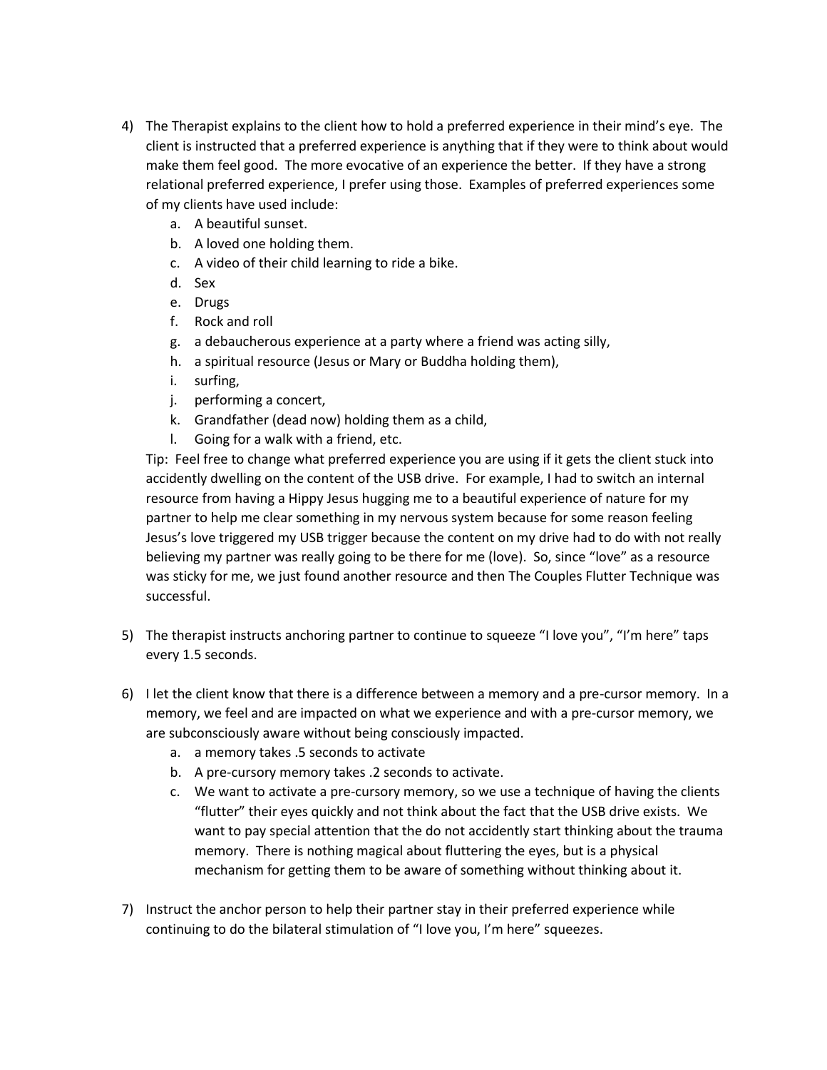4) The Therapist explains to the client how to hold a preferred experience in their mind's eye. The client is instructed that a preferred experience is anything that if they were to think about would make them feel good. The more evocative of an experience the better. If they have a strong relational preferred experience, I prefer using those. Examples of preferred experiences some of my clients have used include:
    a. A beautiful sunset.
    b. A loved one holding them.
    c. A video of their child learning to ride a bike.
    d. Sex
    e. Drugs
    f. Rock and roll
    g. a debaucherous experience at a party where a friend was acting silly,
    h. a spiritual resource (Jesus or Mary or Buddha holding them),
    i. surfing,
    j. performing a concert,
    k. Grandfather (dead now) holding them as a child,
    l. Going for a walk with a friend, etc.

    Tip: Feel free to change what preferred experience you are using if it gets the client stuck into accidently dwelling on the content of the USB drive. For example, I had to switch an internal resource from having a Hippy Jesus hugging me to a beautiful experience of nature for my partner to help me clear something in my nervous system because for some reason feeling Jesus's love triggered my USB trigger because the content on my drive had to do with not really believing my partner was really going to be there for me (love). So, since "love" as a resource was sticky for me, we just found another resource and then The Couples Flutter Technique was successful.

5) The therapist instructs anchoring partner to continue to squeeze "I love you", "I'm here" taps every 1.5 seconds.

6) I let the client know that there is a difference between a memory and a pre-cursor memory. In a memory, we feel and are impacted on what we experience and with a pre-cursor memory, we are subconsciously aware without being consciously impacted.
    a. a memory takes .5 seconds to activate
    b. A pre-cursory memory takes .2 seconds to activate.
    c. We want to activate a pre-cursory memory, so we use a technique of having the clients "flutter" their eyes quickly and not think about the fact that the USB drive exists. We want to pay special attention that the do not accidently start thinking about the trauma memory. There is nothing magical about fluttering the eyes, but is a physical mechanism for getting them to be aware of something without thinking about it.

7) Instruct the anchor person to help their partner stay in their preferred experience while continuing to do the bilateral stimulation of "I love you, I'm here" squeezes.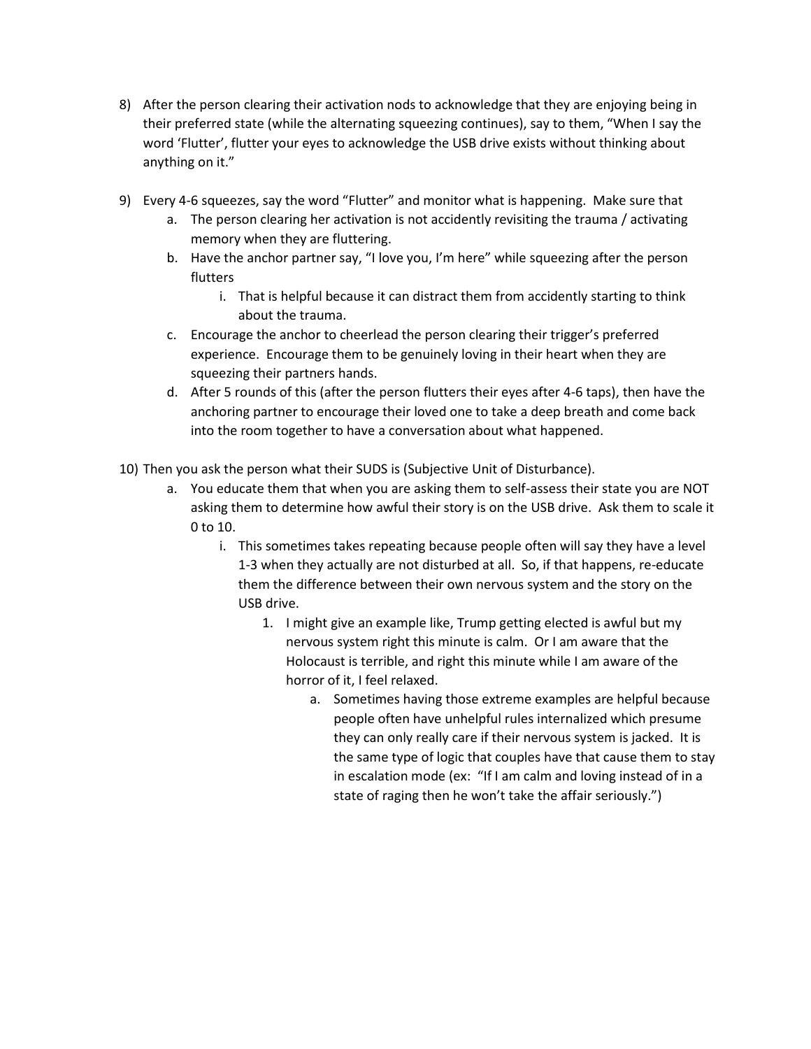8) After the person clearing their activation nods to acknowledge that they are enjoying being in their preferred state (while the alternating squeezing continues), say to them, "When I say the word 'Flutter', flutter your eyes to acknowledge the USB drive exists without thinking about anything on it."

9) Every 4-6 squeezes, say the word "Flutter" and monitor what is happening. Make sure that
    a. The person clearing her activation is not accidently revisiting the trauma / activating memory when they are fluttering.
    b. Have the anchor partner say, "I love you, I'm here" while squeezing after the person flutters
        i. That is helpful because it can distract them from accidently starting to think about the trauma.
    c. Encourage the anchor to cheerlead the person clearing their trigger's preferred experience. Encourage them to be genuinely loving in their heart when they are squeezing their partners hands.
    d. After 5 rounds of this (after the person flutters their eyes after 4-6 taps), then have the anchoring partner to encourage their loved one to take a deep breath and come back into the room together to have a conversation about what happened.

10) Then you ask the person what their SUDS is (Subjective Unit of Disturbance).
    a. You educate them that when you are asking them to self-assess their state you are NOT asking them to determine how awful their story is on the USB drive. Ask them to scale it 0 to 10.
        i. This sometimes takes repeating because people often will say they have a level 1-3 when they actually are not disturbed at all. So, if that happens, re-educate them the difference between their own nervous system and the story on the USB drive.
            1. I might give an example like, Trump getting elected is awful but my nervous system right this minute is calm. Or I am aware that the Holocaust is terrible, and right this minute while I am aware of the horror of it, I feel relaxed.
                a. Sometimes having those extreme examples are helpful because people often have unhelpful rules internalized which presume they can only really care if their nervous system is jacked. It is the same type of logic that couples have that cause them to stay in escalation mode (ex: "If I am calm and loving instead of in a state of raging then he won't take the affair seriously.")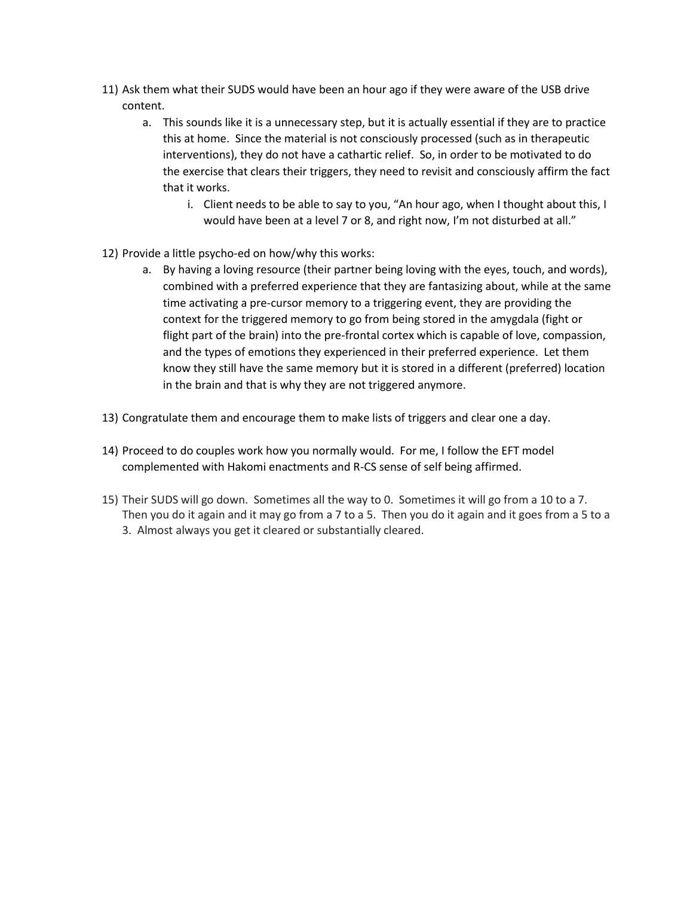11) Ask them what their SUDS would have been an hour ago if they were aware of the USB drive content.
    a. This sounds like it is a unnecessary step, but it is actually essential if they are to practice this at home. Since the material is not consciously processed (such as in therapeutic interventions), they do not have a cathartic relief. So, in order to be motivated to do the exercise that clears their triggers, they need to revisit and consciously affirm the fact that it works.
        i. Client needs to be able to say to you, "An hour ago, when I thought about this, I would have been at a level 7 or 8, and right now, I'm not disturbed at all."

12) Provide a little psycho-ed on how/why this works:
    a. By having a loving resource (their partner being loving with the eyes, touch, and words), combined with a preferred experience that they are fantasizing about, while at the same time activating a pre-cursor memory to a triggering event, they are providing the context for the triggered memory to go from being stored in the amygdala (fight or flight part of the brain) into the pre-frontal cortex which is capable of love, compassion, and the types of emotions they experienced in their preferred experience. Let them know they still have the same memory but it is stored in a different (preferred) location in the brain and that is why they are not triggered anymore.

13) Congratulate them and encourage them to make lists of triggers and clear one a day.

14) Proceed to do couples work how you normally would. For me, I follow the EFT model complemented with Hakomi enactments and R-CS sense of self being affirmed.

15) Their SUDS will go down. Sometimes all the way to 0. Sometimes it will go from a 10 to a 7. Then you do it again and it may go from a 7 to a 5. Then you do it again and it goes from a 5 to a 3. Almost always you get it cleared or substantially cleared.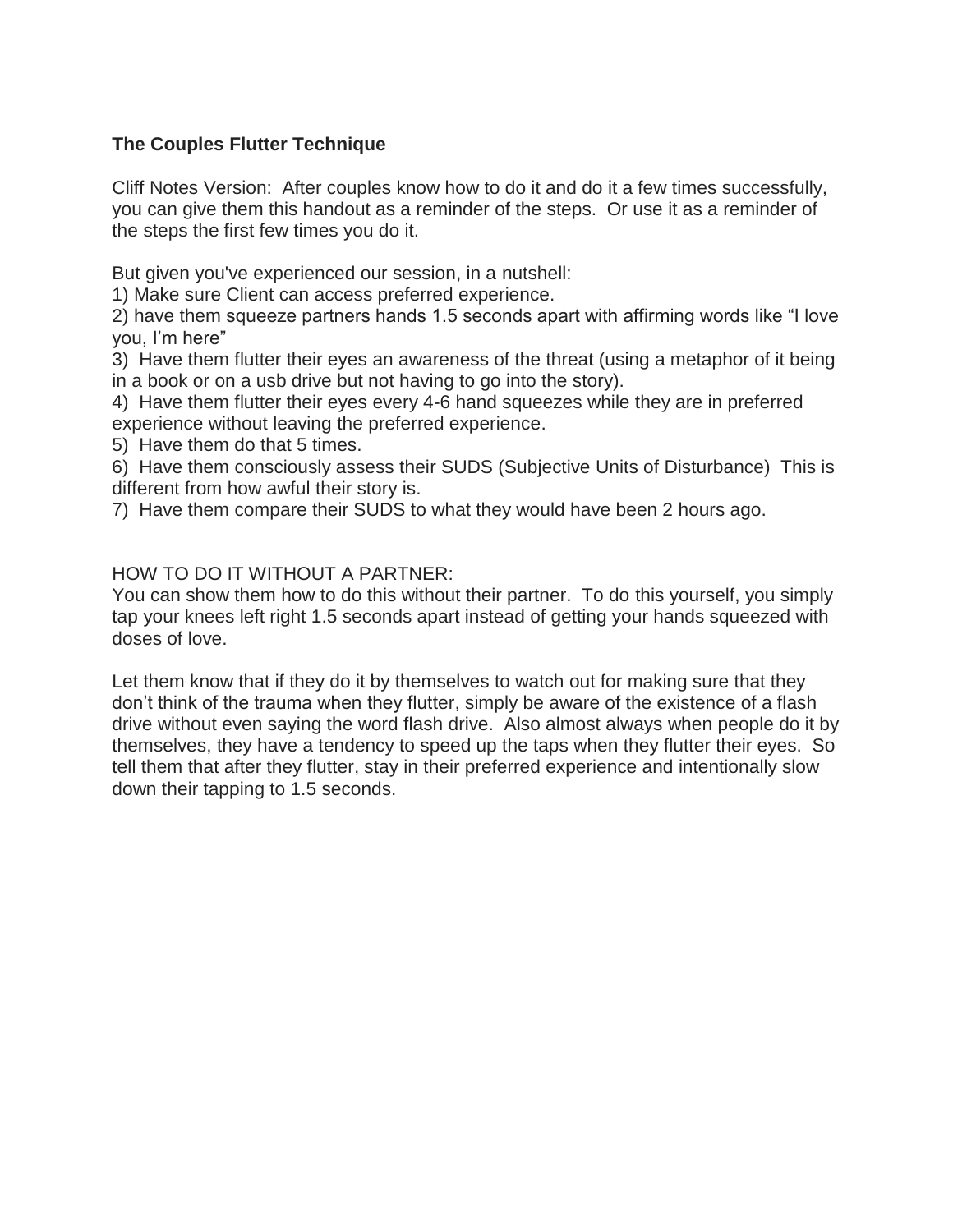**The Couples Flutter Technique**

Cliff Notes Version: After couples know how to do it and do it a few times successfully, you can give them this handout as a reminder of the steps. Or use it as a reminder of the steps the first few times you do it.

But given you've experienced our session, in a nutshell:

1) Make sure Client can access preferred experience.
2) have them squeeze partners hands 1.5 seconds apart with affirming words like "I love you, I'm here"
3) Have them flutter their eyes an awareness of the threat (using a metaphor of it being in a book or on a usb drive but not having to go into the story).
4) Have them flutter their eyes every 4-6 hand squeezes while they are in preferred experience without leaving the preferred experience.
5) Have them do that 5 times.
6) Have them consciously assess their SUDS (Subjective Units of Disturbance) This is different from how awful their story is.
7) Have them compare their SUDS to what they would have been 2 hours ago.

HOW TO DO IT WITHOUT A PARTNER:

You can show them how to do this without their partner. To do this yourself, you simply tap your knees left right 1.5 seconds apart instead of getting your hands squeezed with doses of love.

Let them know that if they do it by themselves to watch out for making sure that they don't think of the trauma when they flutter, simply be aware of the existence of a flash drive without even saying the word flash drive. Also almost always when people do it by themselves, they have a tendency to speed up the taps when they flutter their eyes. So tell them that after they flutter, stay in their preferred experience and intentionally slow down their tapping to 1.5 seconds.